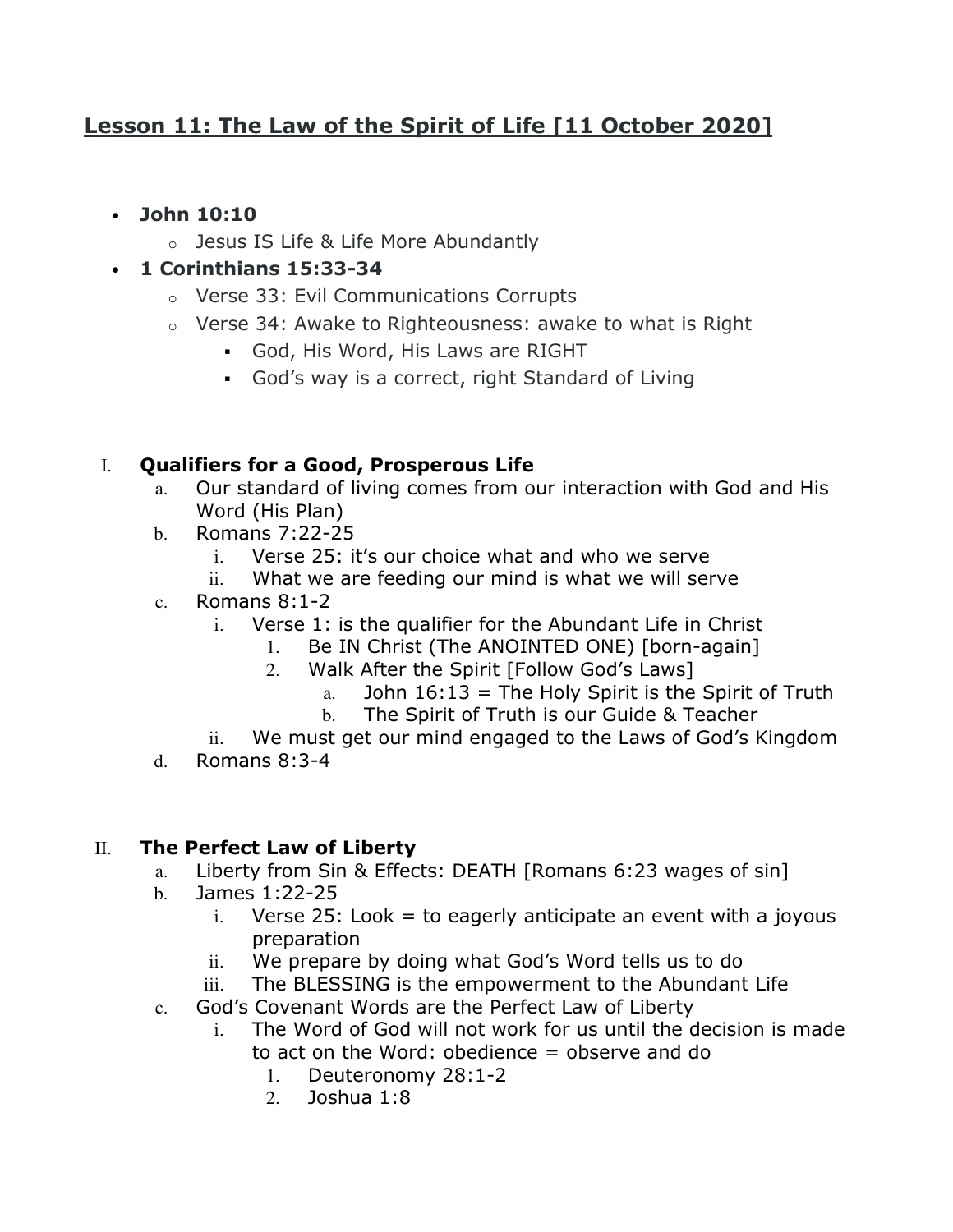## **Lesson 11: The Law of the Spirit of Life [11 October 2020]**

- **John 10:10**
  - Jesus IS Life & Life More Abundantly
- **1 Corinthians 15:33-34**
  - Verse 33: Evil Communications Corrupts
  - Verse 34: Awake to Righteousness: awake to what is Right
    - God, His Word, His Laws are RIGHT
    - God's way is a correct, right Standard of Living

### I. **Qualifiers for a Good, Prosperous Life**

a. Our standard of living comes from our interaction with God and His Word (His Plan)

b. Romans 7:22-25

  i. Verse 25: it's our choice what and who we serve

  ii. What we are feeding our mind is what we will serve

c. Romans 8:1-2

  i. Verse 1: is the qualifier for the Abundant Life in Christ

    1. Be IN Christ (The ANOINTED ONE) [born-again]

    2. Walk After the Spirit [Follow God's Laws]

      a. John 16:13 = The Holy Spirit is the Spirit of Truth

      b. The Spirit of Truth is our Guide & Teacher

  ii. We must get our mind engaged to the Laws of God's Kingdom

d. Romans 8:3-4

### II. **The Perfect Law of Liberty**

a. Liberty from Sin & Effects: DEATH [Romans 6:23 wages of sin]

b. James 1:22-25

  i. Verse 25: Look = to eagerly anticipate an event with a joyous preparation

  ii. We prepare by doing what God's Word tells us to do

  iii. The BLESSING is the empowerment to the Abundant Life

c. God's Covenant Words are the Perfect Law of Liberty

  i. The Word of God will not work for us until the decision is made to act on the Word: obedience = observe and do

    1. Deuteronomy 28:1-2

    2. Joshua 1:8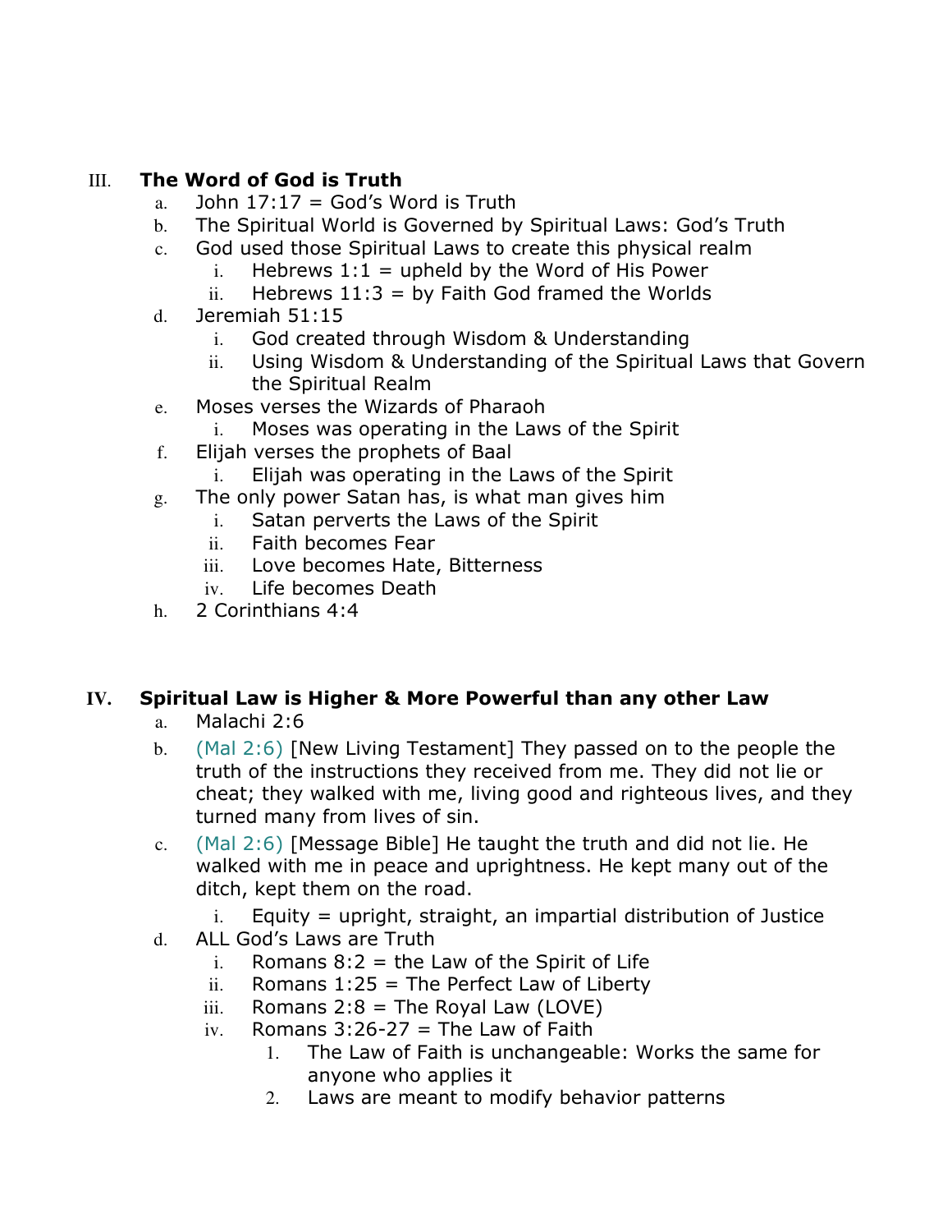## III. The Word of God is Truth

a. John 17:17 = God's Word is Truth
b. The Spiritual World is Governed by Spiritual Laws: God's Truth
c. God used those Spiritual Laws to create this physical realm
    i. Hebrews 1:1 = upheld by the Word of His Power
    ii. Hebrews 11:3 = by Faith God framed the Worlds
d. Jeremiah 51:15
    i. God created through Wisdom & Understanding
    ii. Using Wisdom & Understanding of the Spiritual Laws that Govern the Spiritual Realm
e. Moses verses the Wizards of Pharaoh
    i. Moses was operating in the Laws of the Spirit
f. Elijah verses the prophets of Baal
    i. Elijah was operating in the Laws of the Spirit
g. The only power Satan has, is what man gives him
    i. Satan perverts the Laws of the Spirit
    ii. Faith becomes Fear
    iii. Love becomes Hate, Bitterness
    iv. Life becomes Death
h. 2 Corinthians 4:4

## IV. Spiritual Law is Higher & More Powerful than any other Law

a. Malachi 2:6
b. (Mal 2:6) [New Living Testament] They passed on to the people the truth of the instructions they received from me. They did not lie or cheat; they walked with me, living good and righteous lives, and they turned many from lives of sin.
c. (Mal 2:6) [Message Bible] He taught the truth and did not lie. He walked with me in peace and uprightness. He kept many out of the ditch, kept them on the road.
    i. Equity = upright, straight, an impartial distribution of Justice
d. ALL God's Laws are Truth
    i. Romans 8:2 = the Law of the Spirit of Life
    ii. Romans 1:25 = The Perfect Law of Liberty
    iii. Romans 2:8 = The Royal Law (LOVE)
    iv. Romans 3:26-27 = The Law of Faith
        1. The Law of Faith is unchangeable: Works the same for anyone who applies it
        2. Laws are meant to modify behavior patterns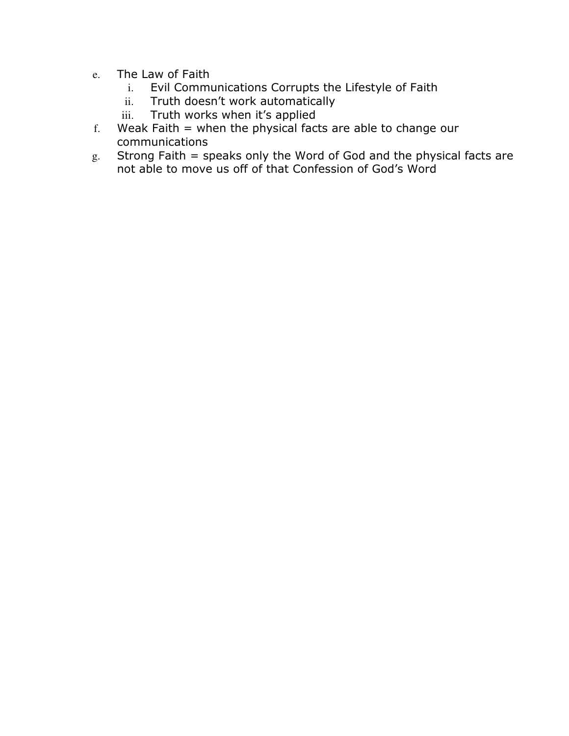e. The Law of Faith
    i. Evil Communications Corrupts the Lifestyle of Faith
    ii. Truth doesn't work automatically
    iii. Truth works when it's applied

f. Weak Faith = when the physical facts are able to change our communications

g. Strong Faith = speaks only the Word of God and the physical facts are not able to move us off of that Confession of God's Word